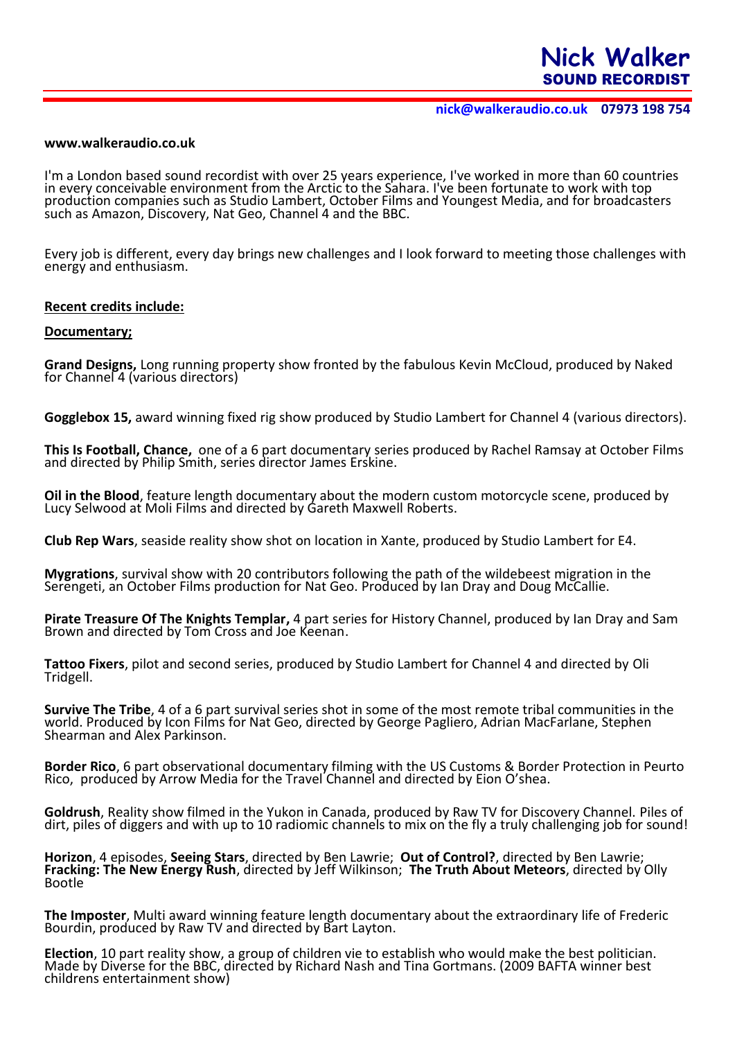# Nick Walker
## SOUND RECORDIST

**nick@walkeraudio.co.uk 07973 198 754**

**www.walkeraudio.co.uk**

I'm a London based sound recordist with over 25 years experience, I've worked in more than 60 countries in every conceivable environment from the Arctic to the Sahara. I've been fortunate to work with top production companies such as Studio Lambert, October Films and Youngest Media, and for broadcasters such as Amazon, Discovery, Nat Geo, Channel 4 and the BBC.

Every job is different, every day brings new challenges and I look forward to meeting those challenges with energy and enthusiasm.

**Recent credits include:**

**Documentary;**

**Grand Designs,** Long running property show fronted by the fabulous Kevin McCloud, produced by Naked for Channel 4 (various directors)

**Gogglebox 15,** award winning fixed rig show produced by Studio Lambert for Channel 4 (various directors).

**This Is Football, Chance,** one of a 6 part documentary series produced by Rachel Ramsay at October Films and directed by Philip Smith, series director James Erskine.

**Oil in the Blood**, feature length documentary about the modern custom motorcycle scene, produced by Lucy Selwood at Moli Films and directed by Gareth Maxwell Roberts.

**Club Rep Wars**, seaside reality show shot on location in Xante, produced by Studio Lambert for E4.

**Mygrations**, survival show with 20 contributors following the path of the wildebeest migration in the Serengeti, an October Films production for Nat Geo. Produced by Ian Dray and Doug McCallie.

**Pirate Treasure Of The Knights Templar,** 4 part series for History Channel, produced by Ian Dray and Sam Brown and directed by Tom Cross and Joe Keenan.

**Tattoo Fixers**, pilot and second series, produced by Studio Lambert for Channel 4 and directed by Oli Tridgell.

**Survive The Tribe**, 4 of a 6 part survival series shot in some of the most remote tribal communities in the world. Produced by Icon Films for Nat Geo, directed by George Pagliero, Adrian MacFarlane, Stephen Shearman and Alex Parkinson.

**Border Rico**, 6 part observational documentary filming with the US Customs & Border Protection in Peurto Rico, produced by Arrow Media for the Travel Channel and directed by Eion O'shea.

**Goldrush**, Reality show filmed in the Yukon in Canada, produced by Raw TV for Discovery Channel. Piles of dirt, piles of diggers and with up to 10 radiomic channels to mix on the fly a truly challenging job for sound!

**Horizon**, 4 episodes, **Seeing Stars**, directed by Ben Lawrie; **Out of Control?**, directed by Ben Lawrie; **Fracking: The New Energy Rush**, directed by Jeff Wilkinson; **The Truth About Meteors**, directed by Olly Bootle

**The Imposter**, Multi award winning feature length documentary about the extraordinary life of Frederic Bourdin, produced by Raw TV and directed by Bart Layton.

**Election**, 10 part reality show, a group of children vie to establish who would make the best politician. Made by Diverse for the BBC, directed by Richard Nash and Tina Gortmans. (2009 BAFTA winner best childrens entertainment show)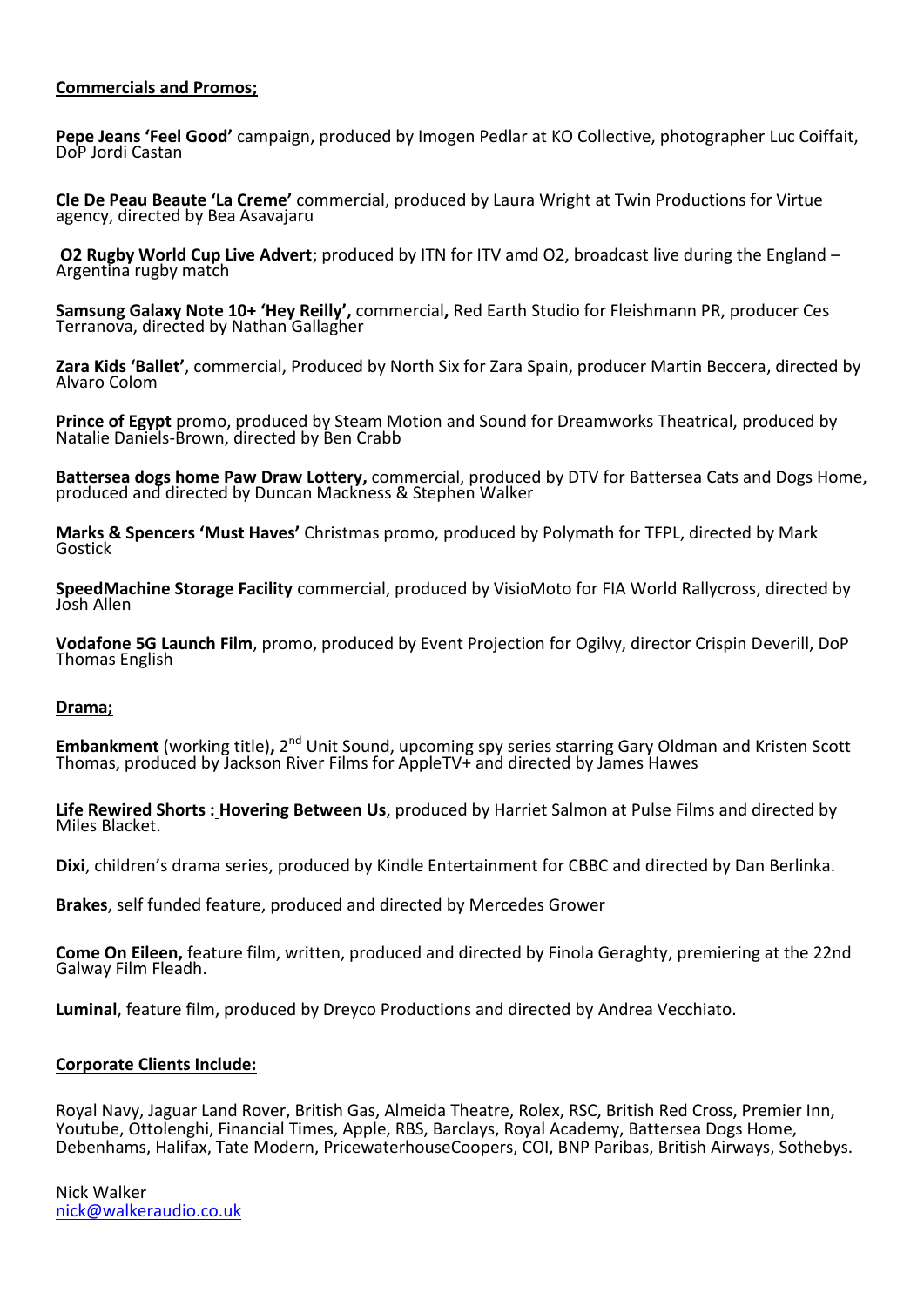**Commercials and Promos;**

**Pepe Jeans 'Feel Good'** campaign, produced by Imogen Pedlar at KO Collective, photographer Luc Coiffait, DoP Jordi Castan

**Cle De Peau Beaute 'La Creme'** commercial, produced by Laura Wright at Twin Productions for Virtue agency, directed by Bea Asavajaru

**O2 Rugby World Cup Live Advert**; produced by ITN for ITV amd O2, broadcast live during the England – Argentina rugby match

**Samsung Galaxy Note 10+ 'Hey Reilly',** commercial**,** Red Earth Studio for Fleishmann PR, producer Ces Terranova, directed by Nathan Gallagher

**Zara Kids 'Ballet'**, commercial, Produced by North Six for Zara Spain, producer Martin Beccera, directed by Alvaro Colom

**Prince of Egypt** promo, produced by Steam Motion and Sound for Dreamworks Theatrical, produced by Natalie Daniels-Brown, directed by Ben Crabb

**Battersea dogs home Paw Draw Lottery,** commercial, produced by DTV for Battersea Cats and Dogs Home, produced and directed by Duncan Mackness & Stephen Walker

**Marks & Spencers 'Must Haves'** Christmas promo, produced by Polymath for TFPL, directed by Mark Gostick

**SpeedMachine Storage Facility** commercial, produced by VisioMoto for FIA World Rallycross, directed by Josh Allen

**Vodafone 5G Launch Film**, promo, produced by Event Projection for Ogilvy, director Crispin Deverill, DoP Thomas English

**Drama;**

**Embankment** (working title)**,** 2nd Unit Sound, upcoming spy series starring Gary Oldman and Kristen Scott Thomas, produced by Jackson River Films for AppleTV+ and directed by James Hawes

**Life Rewired Shorts : Hovering Between Us**, produced by Harriet Salmon at Pulse Films and directed by Miles Blacket.

**Dixi**, children's drama series, produced by Kindle Entertainment for CBBC and directed by Dan Berlinka.

**Brakes**, self funded feature, produced and directed by Mercedes Grower

**Come On Eileen,** feature film, written, produced and directed by Finola Geraghty, premiering at the 22nd Galway Film Fleadh.

**Luminal**, feature film, produced by Dreyco Productions and directed by Andrea Vecchiato.

**Corporate Clients Include:**

Royal Navy, Jaguar Land Rover, British Gas, Almeida Theatre, Rolex, RSC, British Red Cross, Premier Inn, Youtube, Ottolenghi, Financial Times, Apple, RBS, Barclays, Royal Academy, Battersea Dogs Home, Debenhams, Halifax, Tate Modern, PricewaterhouseCoopers, COI, BNP Paribas, British Airways, Sothebys.

Nick Walker
nick@walkeraudio.co.uk